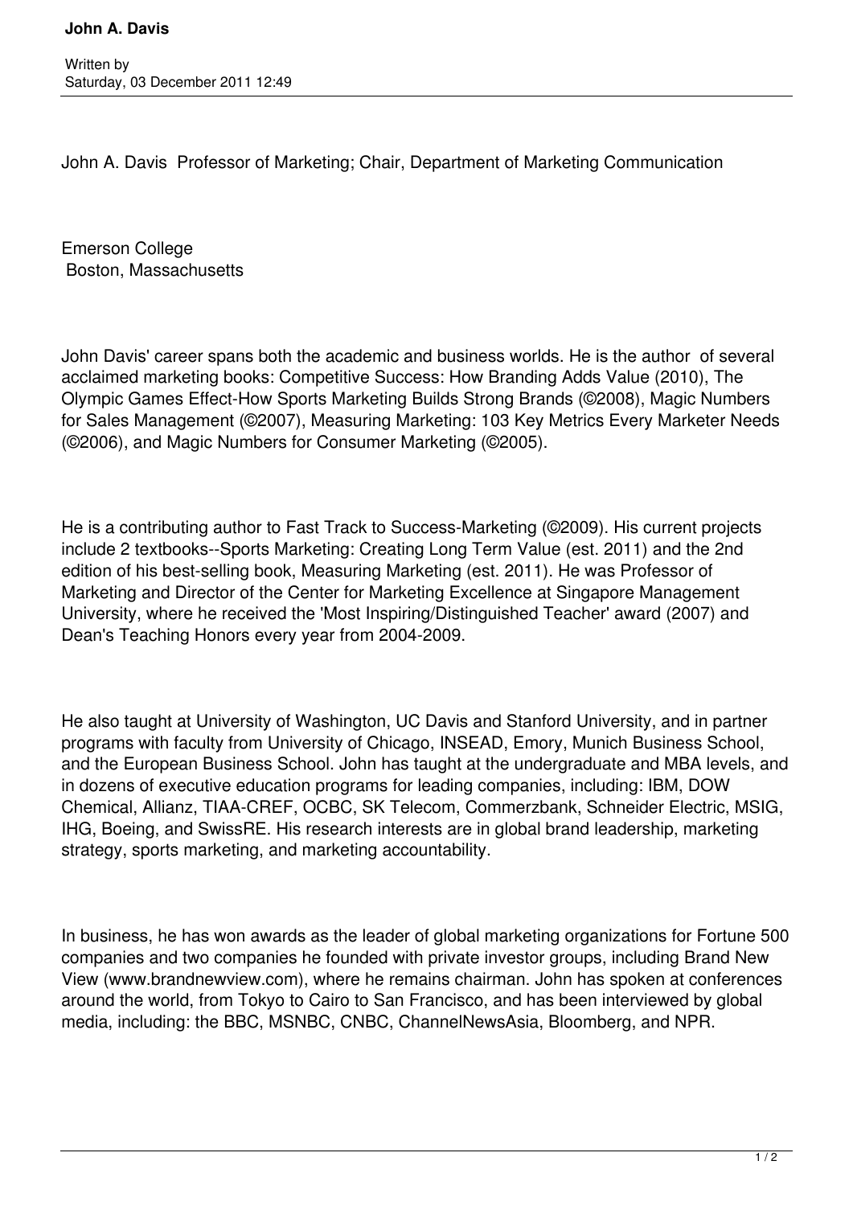**John A. Davis**

Written by
Saturday, 03 December 2011 12:49

John A. Davis Professor of Marketing; Chair, Department of Marketing Communication

Emerson College
Boston, Massachusetts

John Davis' career spans both the academic and business worlds. He is the author of several acclaimed marketing books: Competitive Success: How Branding Adds Value (2010), The Olympic Games Effect-How Sports Marketing Builds Strong Brands (©2008), Magic Numbers for Sales Management (©2007), Measuring Marketing: 103 Key Metrics Every Marketer Needs (©2006), and Magic Numbers for Consumer Marketing (©2005).

He is a contributing author to Fast Track to Success-Marketing (©2009). His current projects include 2 textbooks--Sports Marketing: Creating Long Term Value (est. 2011) and the 2nd edition of his best-selling book, Measuring Marketing (est. 2011). He was Professor of Marketing and Director of the Center for Marketing Excellence at Singapore Management University, where he received the 'Most Inspiring/Distinguished Teacher' award (2007) and Dean's Teaching Honors every year from 2004-2009.

He also taught at University of Washington, UC Davis and Stanford University, and in partner programs with faculty from University of Chicago, INSEAD, Emory, Munich Business School, and the European Business School. John has taught at the undergraduate and MBA levels, and in dozens of executive education programs for leading companies, including: IBM, DOW Chemical, Allianz, TIAA-CREF, OCBC, SK Telecom, Commerzbank, Schneider Electric, MSIG, IHG, Boeing, and SwissRE. His research interests are in global brand leadership, marketing strategy, sports marketing, and marketing accountability.

In business, he has won awards as the leader of global marketing organizations for Fortune 500 companies and two companies he founded with private investor groups, including Brand New View (www.brandnewview.com), where he remains chairman. John has spoken at conferences around the world, from Tokyo to Cairo to San Francisco, and has been interviewed by global media, including: the BBC, MSNBC, CNBC, ChannelNewsAsia, Bloomberg, and NPR.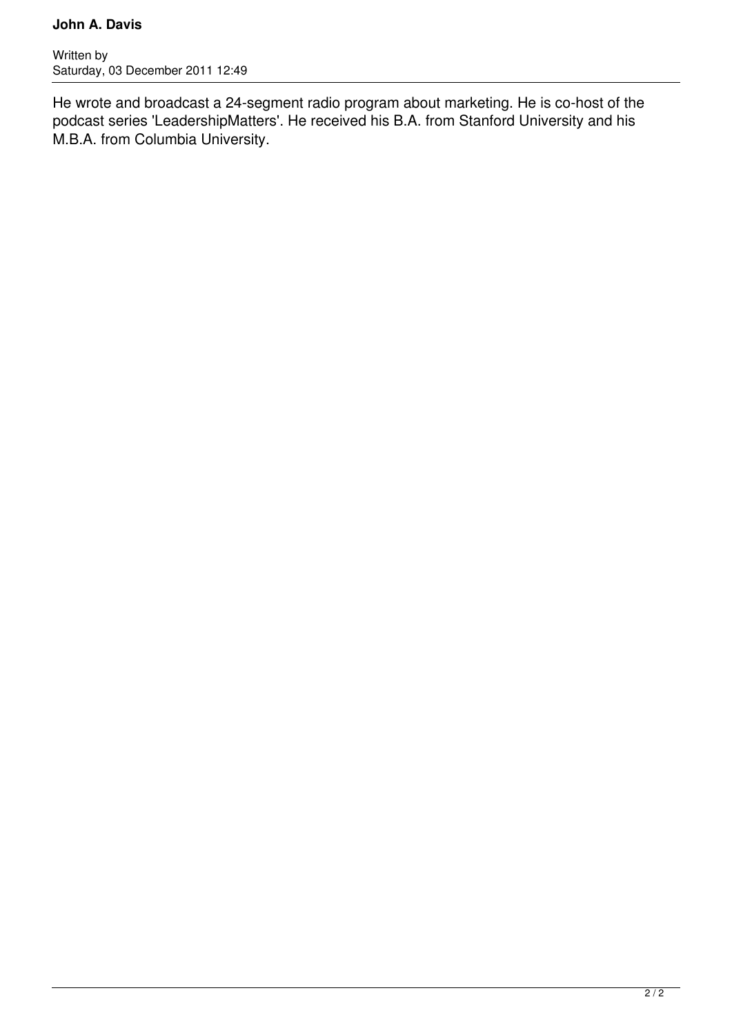He wrote and broadcast a 24-segment radio program about marketing. He is co-host of the podcast series 'LeadershipMatters'. He received his B.A. from Stanford University and his M.B.A. from Columbia University.